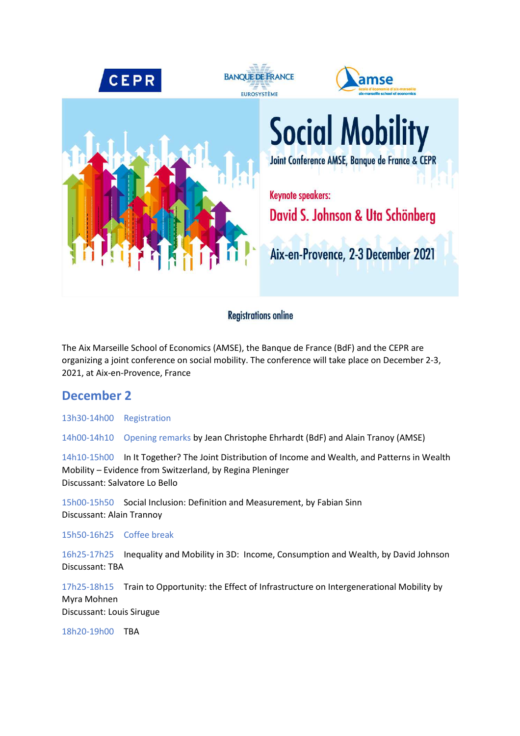CEPR BANQUE DE FRANCE EUROSYSTÈME amse école d'économie d'aix-marseille aix-marseille school of economics

# Social Mobility

Joint Conference AMSE, Banque de France & CEPR

Keynote speakers:

David S. Johnson & Uta Schönberg

Aix-en-Provence, 2-3 December 2021

Registrations online

The Aix Marseille School of Economics (AMSE), the Banque de France (BdF) and the CEPR are organizing a joint conference on social mobility. The conference will take place on December 2-3, 2021, at Aix-en-Provence, France

## December 2

13h30-14h00 Registration

14h00-14h10 Opening remarks by Jean Christophe Ehrhardt (BdF) and Alain Tranoy (AMSE)

14h10-15h00 In It Together? The Joint Distribution of Income and Wealth, and Patterns in Wealth Mobility – Evidence from Switzerland, by Regina Pleninger
Discussant: Salvatore Lo Bello

15h00-15h50 Social Inclusion: Definition and Measurement, by Fabian Sinn
Discussant: Alain Trannoy

15h50-16h25 Coffee break

16h25-17h25 Inequality and Mobility in 3D: Income, Consumption and Wealth, by David Johnson
Discussant: TBA

17h25-18h15 Train to Opportunity: the Effect of Infrastructure on Intergenerational Mobility by Myra Mohnen
Discussant: Louis Sirugue

18h20-19h00 TBA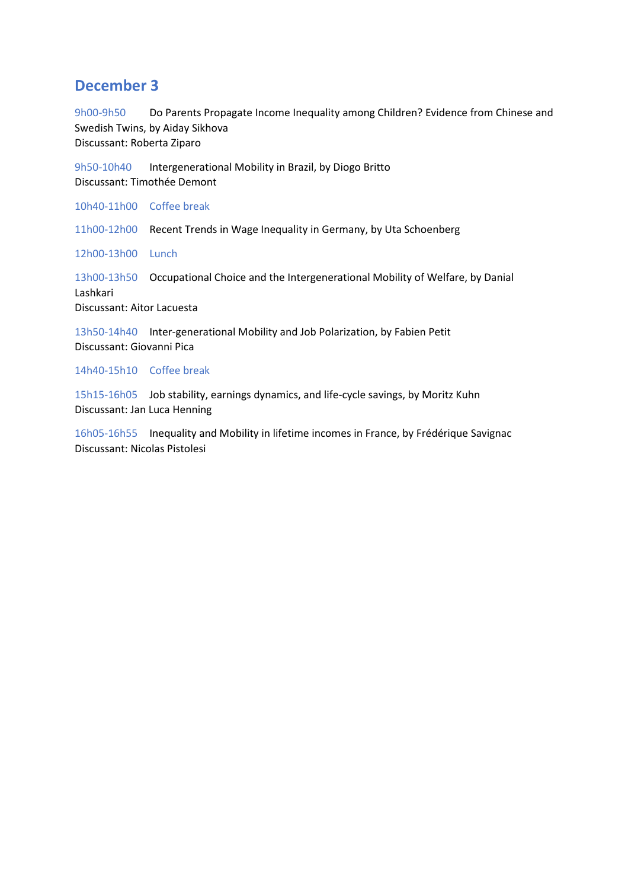## December 3

9h00-9h50 Do Parents Propagate Income Inequality among Children? Evidence from Chinese and Swedish Twins, by Aiday Sikhova
Discussant: Roberta Ziparo

9h50-10h40 Intergenerational Mobility in Brazil, by Diogo Britto
Discussant: Timothée Demont

10h40-11h00 Coffee break

11h00-12h00 Recent Trends in Wage Inequality in Germany, by Uta Schoenberg

12h00-13h00 Lunch

13h00-13h50 Occupational Choice and the Intergenerational Mobility of Welfare, by Danial Lashkari
Discussant: Aitor Lacuesta

13h50-14h40 Inter-generational Mobility and Job Polarization, by Fabien Petit
Discussant: Giovanni Pica

14h40-15h10 Coffee break

15h15-16h05 Job stability, earnings dynamics, and life-cycle savings, by Moritz Kuhn
Discussant: Jan Luca Henning

16h05-16h55 Inequality and Mobility in lifetime incomes in France, by Frédérique Savignac
Discussant: Nicolas Pistolesi